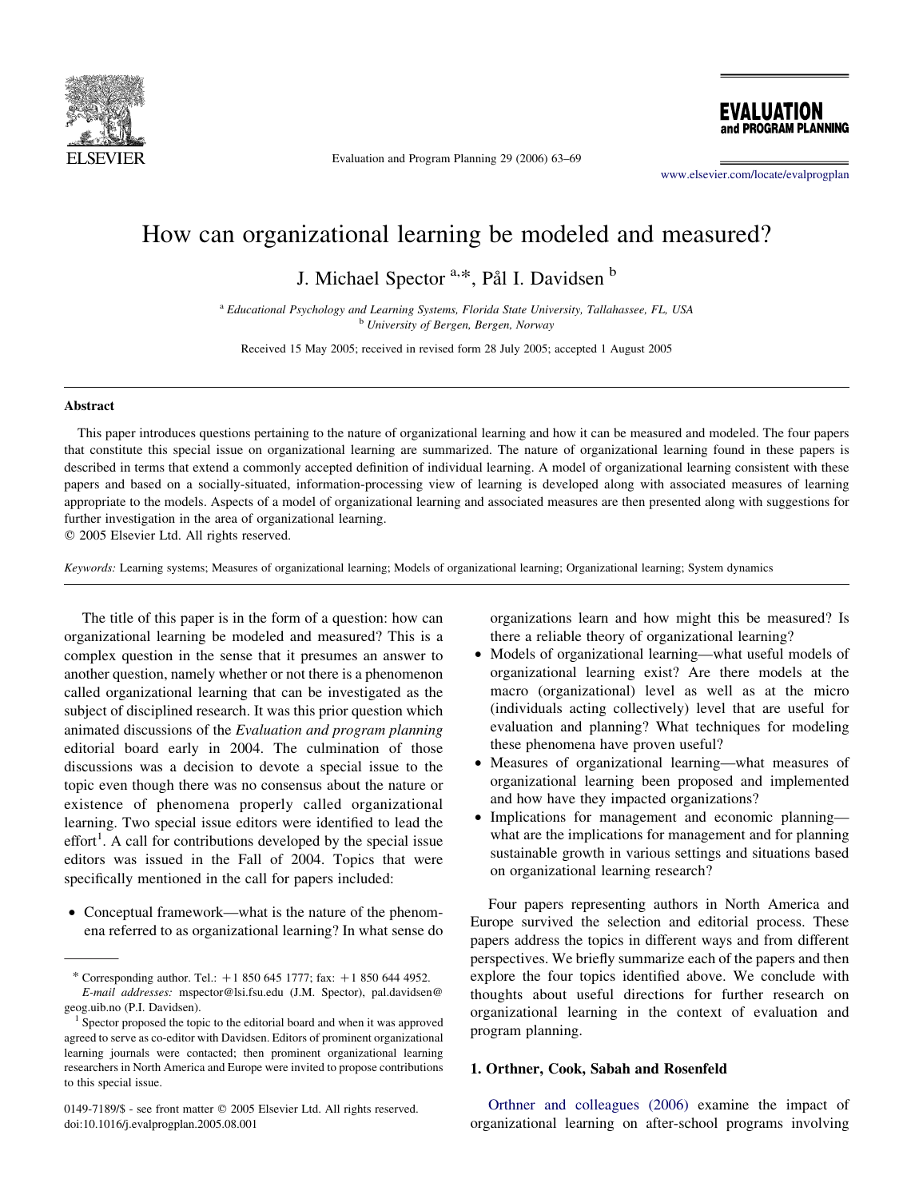# How can organizational learning be modeled and measured?

J. Michael Spector [a,*], Pål I. Davidsen [b]

[a] *Educational Psychology and Learning Systems, Florida State University, Tallahassee, FL, USA*
[b] *University of Bergen, Bergen, Norway*

Received 15 May 2005; received in revised form 28 July 2005; accepted 1 August 2005

## Abstract

This paper introduces questions pertaining to the nature of organizational learning and how it can be measured and modeled. The four papers that constitute this special issue on organizational learning are summarized. The nature of organizational learning found in these papers is described in terms that extend a commonly accepted definition of individual learning. A model of organizational learning consistent with these papers and based on a socially-situated, information-processing view of learning is developed along with associated measures of learning appropriate to the models. Aspects of a model of organizational learning and associated measures are then presented along with suggestions for further investigation in the area of organizational learning.

© 2005 Elsevier Ltd. All rights reserved.

*Keywords:* Learning systems; Measures of organizational learning; Models of organizational learning; Organizational learning; System dynamics

The title of this paper is in the form of a question: how can organizational learning be modeled and measured? This is a complex question in the sense that it presumes an answer to another question, namely whether or not there is a phenomenon called organizational learning that can be investigated as the subject of disciplined research. It was this prior question which animated discussions of the *Evaluation and program planning* editorial board early in 2004. The culmination of those discussions was a decision to devote a special issue to the topic even though there was no consensus about the nature or existence of phenomena properly called organizational learning. Two special issue editors were identified to lead the effort[1]. A call for contributions developed by the special issue editors was issued in the Fall of 2004. Topics that were specifically mentioned in the call for papers included:

- Conceptual framework—what is the nature of the phenomena referred to as organizational learning? In what sense do organizations learn and how might this be measured? Is there a reliable theory of organizational learning?
- Models of organizational learning—what useful models of organizational learning exist? Are there models at the macro (organizational) level as well as at the micro (individuals acting collectively) level that are useful for evaluation and planning? What techniques for modeling these phenomena have proven useful?
- Measures of organizational learning—what measures of organizational learning been proposed and implemented and how have they impacted organizations?
- Implications for management and economic planning—what are the implications for management and for planning sustainable growth in various settings and situations based on organizational learning research?

Four papers representing authors in North America and Europe survived the selection and editorial process. These papers address the topics in different ways and from different perspectives. We briefly summarize each of the papers and then explore the four topics identified above. We conclude with thoughts about useful directions for further research on organizational learning in the context of evaluation and program planning.

## 1. Orthner, Cook, Sabah and Rosenfeld

Orthner and colleagues (2006) examine the impact of organizational learning on after-school programs involving

---

* Corresponding author. Tel.: +1 850 645 1777; fax: +1 850 644 4952.
*E-mail addresses:* mspector@lsi.fsu.edu (J.M. Spector), pal.davidsen@geog.uib.no (P.I. Davidsen).

[1] Spector proposed the topic to the editorial board and when it was approved agreed to serve as co-editor with Davidsen. Editors of prominent organizational learning journals were contacted; then prominent organizational learning researchers in North America and Europe were invited to propose contributions to this special issue.

0149-7189/$ - see front matter © 2005 Elsevier Ltd. All rights reserved.
doi:10.1016/j.evalprogplan.2005.08.001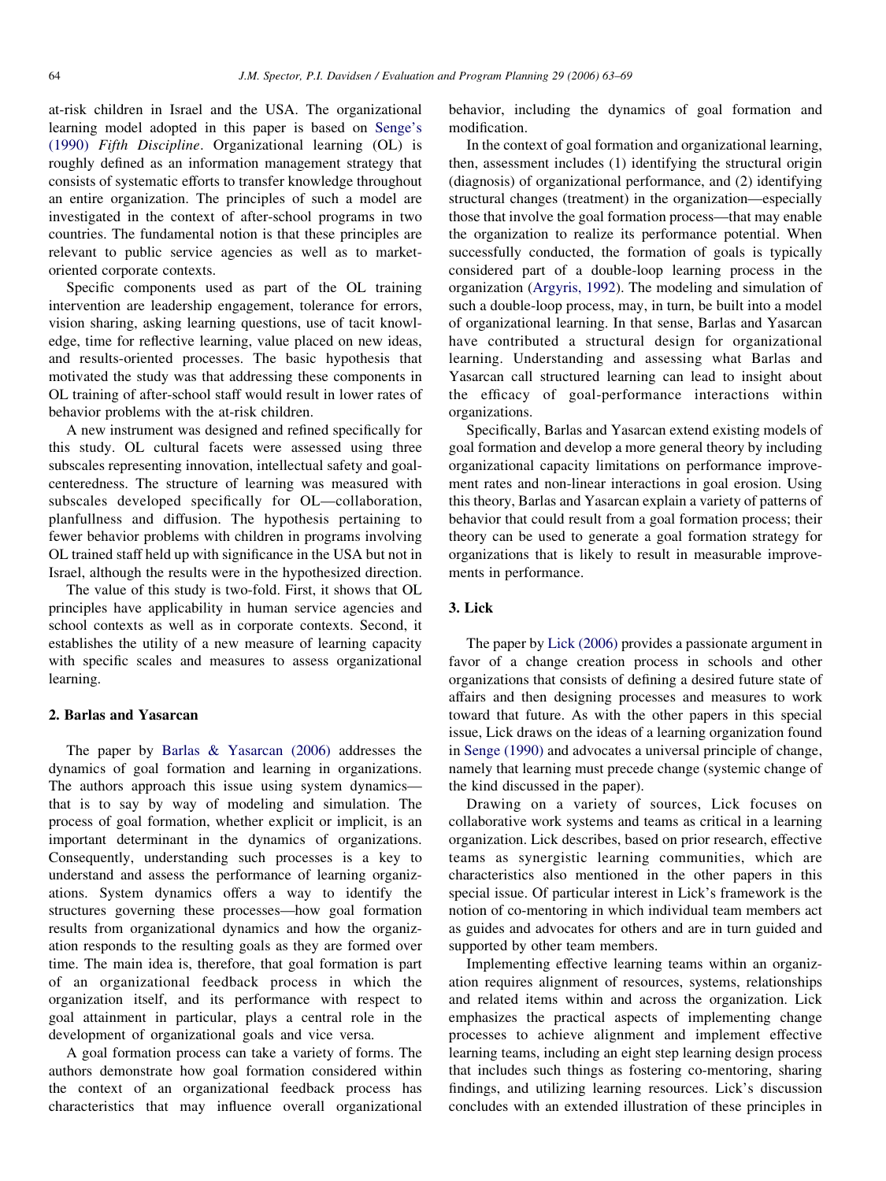at-risk children in Israel and the USA. The organizational learning model adopted in this paper is based on Senge's (1990) *Fifth Discipline*. Organizational learning (OL) is roughly defined as an information management strategy that consists of systematic efforts to transfer knowledge throughout an entire organization. The principles of such a model are investigated in the context of after-school programs in two countries. The fundamental notion is that these principles are relevant to public service agencies as well as to market-oriented corporate contexts.

Specific components used as part of the OL training intervention are leadership engagement, tolerance for errors, vision sharing, asking learning questions, use of tacit knowledge, time for reflective learning, value placed on new ideas, and results-oriented processes. The basic hypothesis that motivated the study was that addressing these components in OL training of after-school staff would result in lower rates of behavior problems with the at-risk children.

A new instrument was designed and refined specifically for this study. OL cultural facets were assessed using three subscales representing innovation, intellectual safety and goal-centeredness. The structure of learning was measured with subscales developed specifically for OL—collaboration, planfullness and diffusion. The hypothesis pertaining to fewer behavior problems with children in programs involving OL trained staff held up with significance in the USA but not in Israel, although the results were in the hypothesized direction.

The value of this study is two-fold. First, it shows that OL principles have applicability in human service agencies and school contexts as well as in corporate contexts. Second, it establishes the utility of a new measure of learning capacity with specific scales and measures to assess organizational learning.

## 2. Barlas and Yasarcan

The paper by Barlas & Yasarcan (2006) addresses the dynamics of goal formation and learning in organizations. The authors approach this issue using system dynamics—that is to say by way of modeling and simulation. The process of goal formation, whether explicit or implicit, is an important determinant in the dynamics of organizations. Consequently, understanding such processes is a key to understand and assess the performance of learning organizations. System dynamics offers a way to identify the structures governing these processes—how goal formation results from organizational dynamics and how the organization responds to the resulting goals as they are formed over time. The main idea is, therefore, that goal formation is part of an organizational feedback process in which the organization itself, and its performance with respect to goal attainment in particular, plays a central role in the development of organizational goals and vice versa.

A goal formation process can take a variety of forms. The authors demonstrate how goal formation considered within the context of an organizational feedback process has characteristics that may influence overall organizational behavior, including the dynamics of goal formation and modification.

In the context of goal formation and organizational learning, then, assessment includes (1) identifying the structural origin (diagnosis) of organizational performance, and (2) identifying structural changes (treatment) in the organization—especially those that involve the goal formation process—that may enable the organization to realize its performance potential. When successfully conducted, the formation of goals is typically considered part of a double-loop learning process in the organization (Argyris, 1992). The modeling and simulation of such a double-loop process, may, in turn, be built into a model of organizational learning. In that sense, Barlas and Yasarcan have contributed a structural design for organizational learning. Understanding and assessing what Barlas and Yasarcan call structured learning can lead to insight about the efficacy of goal-performance interactions within organizations.

Specifically, Barlas and Yasarcan extend existing models of goal formation and develop a more general theory by including organizational capacity limitations on performance improvement rates and non-linear interactions in goal erosion. Using this theory, Barlas and Yasarcan explain a variety of patterns of behavior that could result from a goal formation process; their theory can be used to generate a goal formation strategy for organizations that is likely to result in measurable improvements in performance.

## 3. Lick

The paper by Lick (2006) provides a passionate argument in favor of a change creation process in schools and other organizations that consists of defining a desired future state of affairs and then designing processes and measures to work toward that future. As with the other papers in this special issue, Lick draws on the ideas of a learning organization found in Senge (1990) and advocates a universal principle of change, namely that learning must precede change (systemic change of the kind discussed in the paper).

Drawing on a variety of sources, Lick focuses on collaborative work systems and teams as critical in a learning organization. Lick describes, based on prior research, effective teams as synergistic learning communities, which are characteristics also mentioned in the other papers in this special issue. Of particular interest in Lick's framework is the notion of co-mentoring in which individual team members act as guides and advocates for others and are in turn guided and supported by other team members.

Implementing effective learning teams within an organization requires alignment of resources, systems, relationships and related items within and across the organization. Lick emphasizes the practical aspects of implementing change processes to achieve alignment and implement effective learning teams, including an eight step learning design process that includes such things as fostering co-mentoring, sharing findings, and utilizing learning resources. Lick's discussion concludes with an extended illustration of these principles in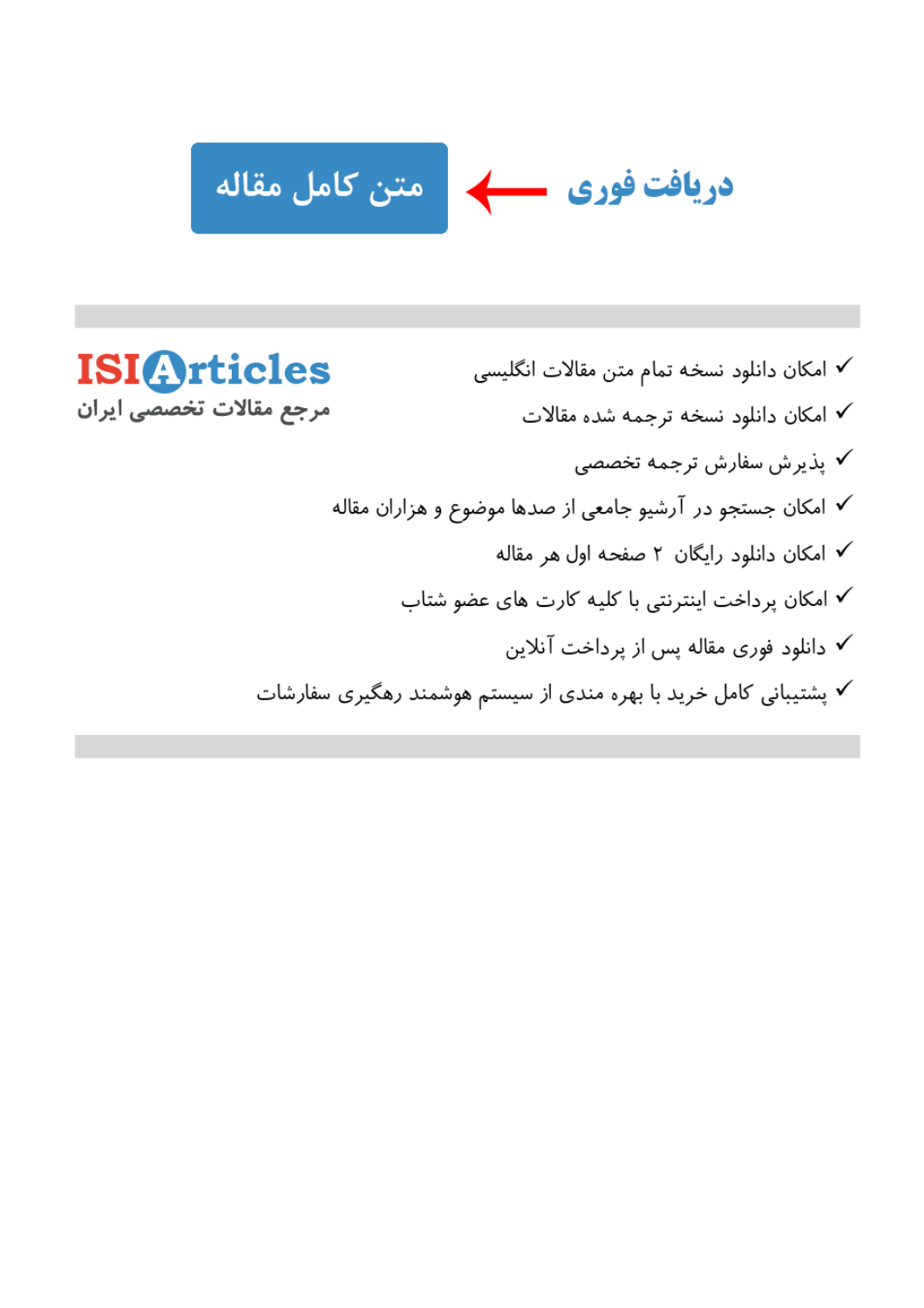دریافت فوری ← متن کامل مقاله

ISIArticles
مرجع مقالات تخصصی ایران

- ✓ امکان دانلود نسخه تمام متن مقالات انگلیسی
- ✓ امکان دانلود نسخه ترجمه شده مقالات
- ✓ پذیرش سفارش ترجمه تخصصی
- ✓ امکان جستجو در آرشیو جامعی از صدها موضوع و هزاران مقاله
- ✓ امکان دانلود رایگان ۲ صفحه اول هر مقاله
- ✓ امکان پرداخت اینترنتی با کلیه کارت های عضو شتاب
- ✓ دانلود فوری مقاله پس از پرداخت آنلاین
- ✓ پشتیبانی کامل خرید با بهره مندی از سیستم هوشمند رهگیری سفارشات